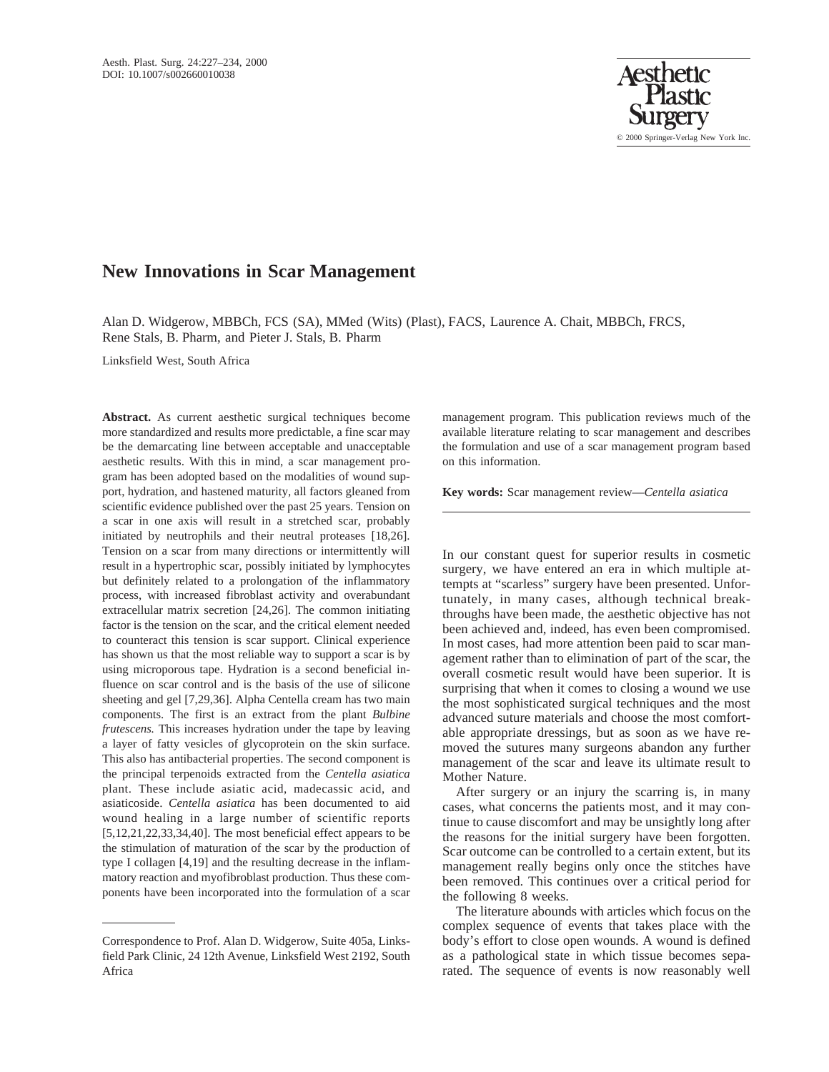# New Innovations in Scar Management

Alan D. Widgerow, MBBCh, FCS (SA), MMed (Wits) (Plast), FACS, Laurence A. Chait, MBBCh, FRCS, Rene Stals, B. Pharm, and Pieter J. Stals, B. Pharm

Linksfield West, South Africa

**Abstract.** As current aesthetic surgical techniques become more standardized and results more predictable, a fine scar may be the demarcating line between acceptable and unacceptable aesthetic results. With this in mind, a scar management program has been adopted based on the modalities of wound support, hydration, and hastened maturity, all factors gleaned from scientific evidence published over the past 25 years. Tension on a scar in one axis will result in a stretched scar, probably initiated by neutrophils and their neutral proteases [18,26]. Tension on a scar from many directions or intermittently will result in a hypertrophic scar, possibly initiated by lymphocytes but definitely related to a prolongation of the inflammatory process, with increased fibroblast activity and overabundant extracellular matrix secretion [24,26]. The common initiating factor is the tension on the scar, and the critical element needed to counteract this tension is scar support. Clinical experience has shown us that the most reliable way to support a scar is by using microporous tape. Hydration is a second beneficial influence on scar control and is the basis of the use of silicone sheeting and gel [7,29,36]. Alpha Centella cream has two main components. The first is an extract from the plant *Bulbine frutescens.* This increases hydration under the tape by leaving a layer of fatty vesicles of glycoprotein on the skin surface. This also has antibacterial properties. The second component is the principal terpenoids extracted from the *Centella asiatica* plant. These include asiatic acid, madecassic acid, and asiaticoside. *Centella asiatica* has been documented to aid wound healing in a large number of scientific reports [5,12,21,22,33,34,40]. The most beneficial effect appears to be the stimulation of maturation of the scar by the production of type I collagen [4,19] and the resulting decrease in the inflammatory reaction and myofibroblast production. Thus these components have been incorporated into the formulation of a scar management program. This publication reviews much of the available literature relating to scar management and describes the formulation and use of a scar management program based on this information.

**Key words:** Scar management review—*Centella asiatica*

---

Correspondence to Prof. Alan D. Widgerow, Suite 405a, Linksfield Park Clinic, 24 12th Avenue, Linksfield West 2192, South Africa

In our constant quest for superior results in cosmetic surgery, we have entered an era in which multiple attempts at "scarless" surgery have been presented. Unfortunately, in many cases, although technical breakthroughs have been made, the aesthetic objective has not been achieved and, indeed, has even been compromised. In most cases, had more attention been paid to scar management rather than to elimination of part of the scar, the overall cosmetic result would have been superior. It is surprising that when it comes to closing a wound we use the most sophisticated surgical techniques and the most advanced suture materials and choose the most comfortable appropriate dressings, but as soon as we have removed the sutures many surgeons abandon any further management of the scar and leave its ultimate result to Mother Nature.

After surgery or an injury the scarring is, in many cases, what concerns the patients most, and it may continue to cause discomfort and may be unsightly long after the reasons for the initial surgery have been forgotten. Scar outcome can be controlled to a certain extent, but its management really begins only once the stitches have been removed. This continues over a critical period for the following 8 weeks.

The literature abounds with articles which focus on the complex sequence of events that takes place with the body's effort to close open wounds. A wound is defined as a pathological state in which tissue becomes separated. The sequence of events is now reasonably well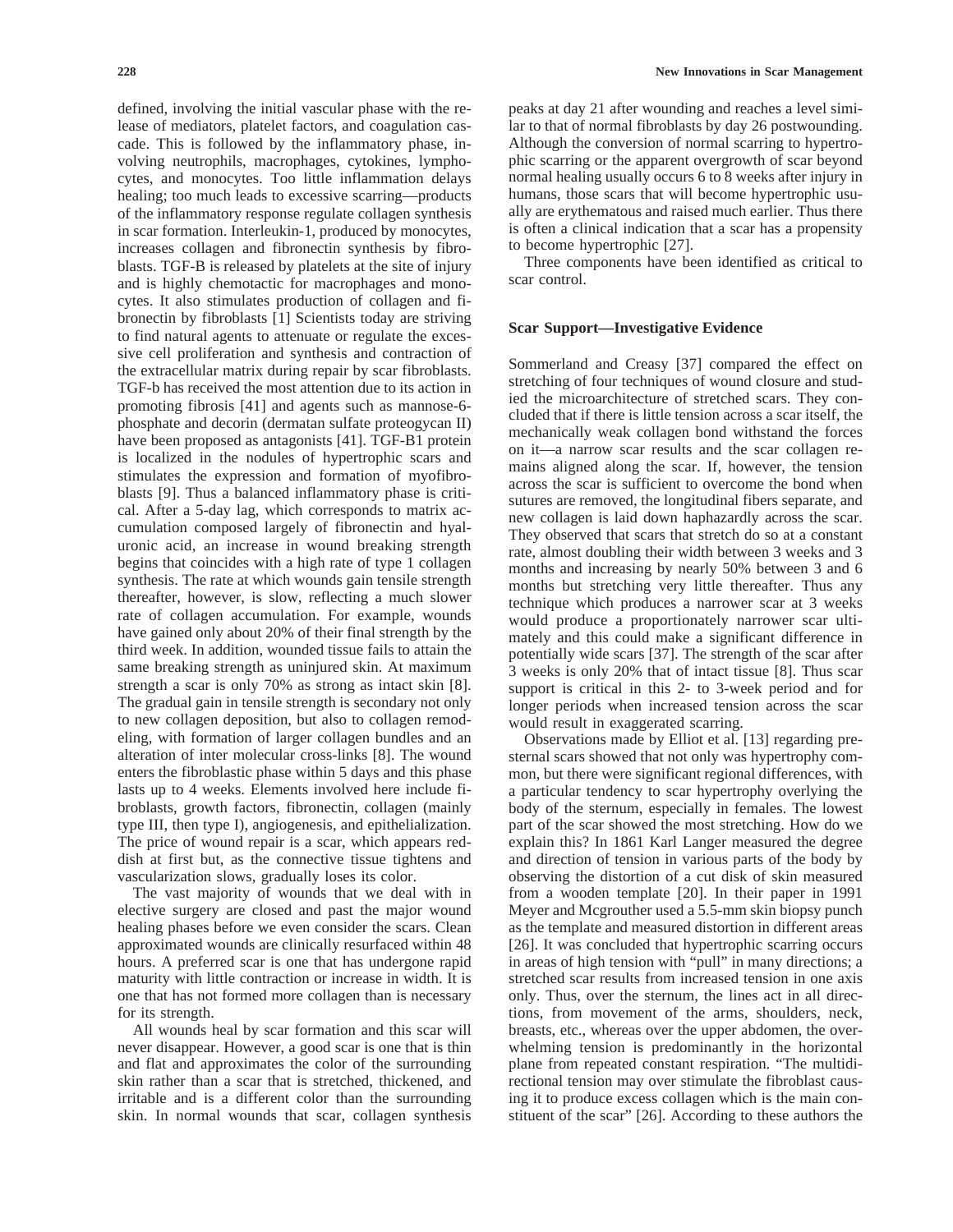defined, involving the initial vascular phase with the release of mediators, platelet factors, and coagulation cascade. This is followed by the inflammatory phase, involving neutrophils, macrophages, cytokines, lymphocytes, and monocytes. Too little inflammation delays healing; too much leads to excessive scarring—products of the inflammatory response regulate collagen synthesis in scar formation. Interleukin-1, produced by monocytes, increases collagen and fibronectin synthesis by fibroblasts. TGF-B is released by platelets at the site of injury and is highly chemotactic for macrophages and monocytes. It also stimulates production of collagen and fibronectin by fibroblasts [1] Scientists today are striving to find natural agents to attenuate or regulate the excessive cell proliferation and synthesis and contraction of the extracellular matrix during repair by scar fibroblasts. TGF-b has received the most attention due to its action in promoting fibrosis [41] and agents such as mannose-6-phosphate and decorin (dermatan sulfate proteogycan II) have been proposed as antagonists [41]. TGF-B1 protein is localized in the nodules of hypertrophic scars and stimulates the expression and formation of myofibroblasts [9]. Thus a balanced inflammatory phase is critical. After a 5-day lag, which corresponds to matrix accumulation composed largely of fibronectin and hyaluronic acid, an increase in wound breaking strength begins that coincides with a high rate of type 1 collagen synthesis. The rate at which wounds gain tensile strength thereafter, however, is slow, reflecting a much slower rate of collagen accumulation. For example, wounds have gained only about 20% of their final strength by the third week. In addition, wounded tissue fails to attain the same breaking strength as uninjured skin. At maximum strength a scar is only 70% as strong as intact skin [8]. The gradual gain in tensile strength is secondary not only to new collagen deposition, but also to collagen remodeling, with formation of larger collagen bundles and an alteration of inter molecular cross-links [8]. The wound enters the fibroblastic phase within 5 days and this phase lasts up to 4 weeks. Elements involved here include fibroblasts, growth factors, fibronectin, collagen (mainly type III, then type I), angiogenesis, and epithelialization. The price of wound repair is a scar, which appears reddish at first but, as the connective tissue tightens and vascularization slows, gradually loses its color.

The vast majority of wounds that we deal with in elective surgery are closed and past the major wound healing phases before we even consider the scars. Clean approximated wounds are clinically resurfaced within 48 hours. A preferred scar is one that has undergone rapid maturity with little contraction or increase in width. It is one that has not formed more collagen than is necessary for its strength.

All wounds heal by scar formation and this scar will never disappear. However, a good scar is one that is thin and flat and approximates the color of the surrounding skin rather than a scar that is stretched, thickened, and irritable and is a different color than the surrounding skin. In normal wounds that scar, collagen synthesis peaks at day 21 after wounding and reaches a level similar to that of normal fibroblasts by day 26 postwounding. Although the conversion of normal scarring to hypertrophic scarring or the apparent overgrowth of scar beyond normal healing usually occurs 6 to 8 weeks after injury in humans, those scars that will become hypertrophic usually are erythematous and raised much earlier. Thus there is often a clinical indication that a scar has a propensity to become hypertrophic [27].

Three components have been identified as critical to scar control.

## Scar Support—Investigative Evidence

Sommerland and Creasy [37] compared the effect on stretching of four techniques of wound closure and studied the microarchitecture of stretched scars. They concluded that if there is little tension across a scar itself, the mechanically weak collagen bond withstand the forces on it—a narrow scar results and the scar collagen remains aligned along the scar. If, however, the tension across the scar is sufficient to overcome the bond when sutures are removed, the longitudinal fibers separate, and new collagen is laid down haphazardly across the scar. They observed that scars that stretch do so at a constant rate, almost doubling their width between 3 weeks and 3 months and increasing by nearly 50% between 3 and 6 months but stretching very little thereafter. Thus any technique which produces a narrower scar at 3 weeks would produce a proportionately narrower scar ultimately and this could make a significant difference in potentially wide scars [37]. The strength of the scar after 3 weeks is only 20% that of intact tissue [8]. Thus scar support is critical in this 2- to 3-week period and for longer periods when increased tension across the scar would result in exaggerated scarring.

Observations made by Elliot et al. [13] regarding presternal scars showed that not only was hypertrophy common, but there were significant regional differences, with a particular tendency to scar hypertrophy overlying the body of the sternum, especially in females. The lowest part of the scar showed the most stretching. How do we explain this? In 1861 Karl Langer measured the degree and direction of tension in various parts of the body by observing the distortion of a cut disk of skin measured from a wooden template [20]. In their paper in 1991 Meyer and Mcgrouther used a 5.5-mm skin biopsy punch as the template and measured distortion in different areas [26]. It was concluded that hypertrophic scarring occurs in areas of high tension with "pull" in many directions; a stretched scar results from increased tension in one axis only. Thus, over the sternum, the lines act in all directions, from movement of the arms, shoulders, neck, breasts, etc., whereas over the upper abdomen, the overwhelming tension is predominantly in the horizontal plane from repeated constant respiration. "The multidirectional tension may over stimulate the fibroblast causing it to produce excess collagen which is the main constituent of the scar" [26]. According to these authors the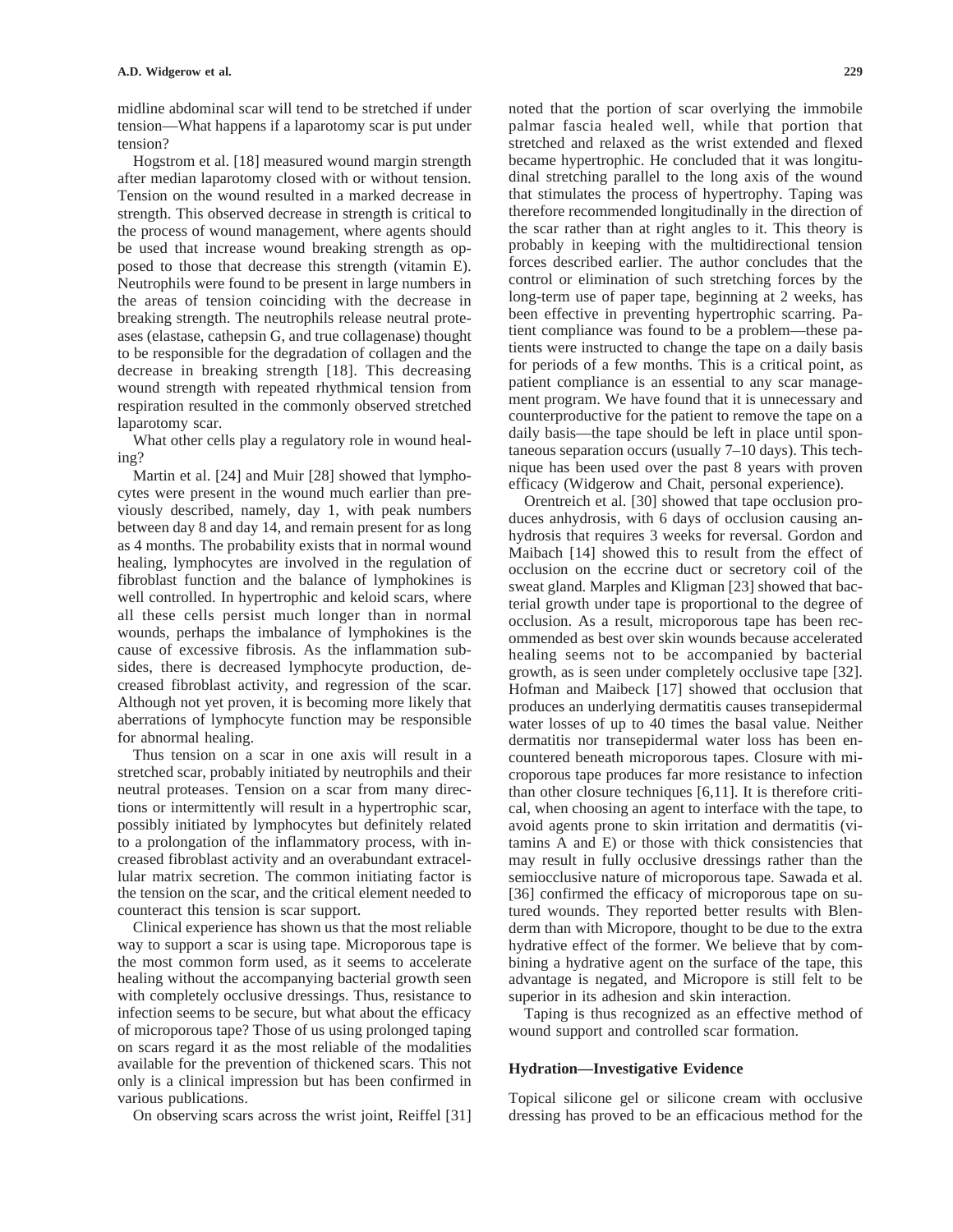midline abdominal scar will tend to be stretched if under tension—What happens if a laparotomy scar is put under tension?

Hogstrom et al. [18] measured wound margin strength after median laparotomy closed with or without tension. Tension on the wound resulted in a marked decrease in strength. This observed decrease in strength is critical to the process of wound management, where agents should be used that increase wound breaking strength as opposed to those that decrease this strength (vitamin E). Neutrophils were found to be present in large numbers in the areas of tension coinciding with the decrease in breaking strength. The neutrophils release neutral proteases (elastase, cathepsin G, and true collagenase) thought to be responsible for the degradation of collagen and the decrease in breaking strength [18]. This decreasing wound strength with repeated rhythmical tension from respiration resulted in the commonly observed stretched laparotomy scar.

What other cells play a regulatory role in wound healing?

Martin et al. [24] and Muir [28] showed that lymphocytes were present in the wound much earlier than previously described, namely, day 1, with peak numbers between day 8 and day 14, and remain present for as long as 4 months. The probability exists that in normal wound healing, lymphocytes are involved in the regulation of fibroblast function and the balance of lymphokines is well controlled. In hypertrophic and keloid scars, where all these cells persist much longer than in normal wounds, perhaps the imbalance of lymphokines is the cause of excessive fibrosis. As the inflammation subsides, there is decreased lymphocyte production, decreased fibroblast activity, and regression of the scar. Although not yet proven, it is becoming more likely that aberrations of lymphocyte function may be responsible for abnormal healing.

Thus tension on a scar in one axis will result in a stretched scar, probably initiated by neutrophils and their neutral proteases. Tension on a scar from many directions or intermittently will result in a hypertrophic scar, possibly initiated by lymphocytes but definitely related to a prolongation of the inflammatory process, with increased fibroblast activity and an overabundant extracellular matrix secretion. The common initiating factor is the tension on the scar, and the critical element needed to counteract this tension is scar support.

Clinical experience has shown us that the most reliable way to support a scar is using tape. Microporous tape is the most common form used, as it seems to accelerate healing without the accompanying bacterial growth seen with completely occlusive dressings. Thus, resistance to infection seems to be secure, but what about the efficacy of microporous tape? Those of us using prolonged taping on scars regard it as the most reliable of the modalities available for the prevention of thickened scars. This not only is a clinical impression but has been confirmed in various publications.

On observing scars across the wrist joint, Reiffel [31] noted that the portion of scar overlying the immobile palmar fascia healed well, while that portion that stretched and relaxed as the wrist extended and flexed became hypertrophic. He concluded that it was longitudinal stretching parallel to the long axis of the wound that stimulates the process of hypertrophy. Taping was therefore recommended longitudinally in the direction of the scar rather than at right angles to it. This theory is probably in keeping with the multidirectional tension forces described earlier. The author concludes that the control or elimination of such stretching forces by the long-term use of paper tape, beginning at 2 weeks, has been effective in preventing hypertrophic scarring. Patient compliance was found to be a problem—these patients were instructed to change the tape on a daily basis for periods of a few months. This is a critical point, as patient compliance is an essential to any scar management program. We have found that it is unnecessary and counterproductive for the patient to remove the tape on a daily basis—the tape should be left in place until spontaneous separation occurs (usually 7–10 days). This technique has been used over the past 8 years with proven efficacy (Widgerow and Chait, personal experience).

Orentreich et al. [30] showed that tape occlusion produces anhydrosis, with 6 days of occlusion causing anhydrosis that requires 3 weeks for reversal. Gordon and Maibach [14] showed this to result from the effect of occlusion on the eccrine duct or secretory coil of the sweat gland. Marples and Kligman [23] showed that bacterial growth under tape is proportional to the degree of occlusion. As a result, microporous tape has been recommended as best over skin wounds because accelerated healing seems not to be accompanied by bacterial growth, as is seen under completely occlusive tape [32]. Hofman and Maibeck [17] showed that occlusion that produces an underlying dermatitis causes transepidermal water losses of up to 40 times the basal value. Neither dermatitis nor transepidermal water loss has been encountered beneath microporous tapes. Closure with microporous tape produces far more resistance to infection than other closure techniques [6,11]. It is therefore critical, when choosing an agent to interface with the tape, to avoid agents prone to skin irritation and dermatitis (vitamins A and E) or those with thick consistencies that may result in fully occlusive dressings rather than the semiocclusive nature of microporous tape. Sawada et al. [36] confirmed the efficacy of microporous tape on sutured wounds. They reported better results with Blenderm than with Micropore, thought to be due to the extra hydrative effect of the former. We believe that by combining a hydrative agent on the surface of the tape, this advantage is negated, and Micropore is still felt to be superior in its adhesion and skin interaction.

Taping is thus recognized as an effective method of wound support and controlled scar formation.

## Hydration—Investigative Evidence

Topical silicone gel or silicone cream with occlusive dressing has proved to be an efficacious method for the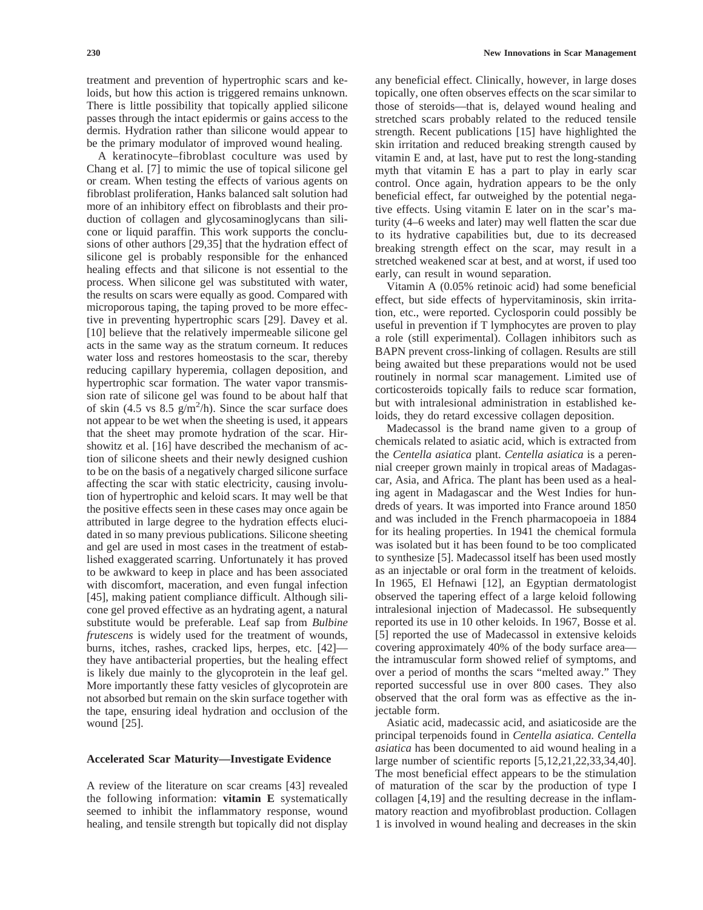treatment and prevention of hypertrophic scars and keloids, but how this action is triggered remains unknown. There is little possibility that topically applied silicone passes through the intact epidermis or gains access to the dermis. Hydration rather than silicone would appear to be the primary modulator of improved wound healing.

A keratinocyte–fibroblast coculture was used by Chang et al. [7] to mimic the use of topical silicone gel or cream. When testing the effects of various agents on fibroblast proliferation, Hanks balanced salt solution had more of an inhibitory effect on fibroblasts and their production of collagen and glycosaminoglycans than silicone or liquid paraffin. This work supports the conclusions of other authors [29,35] that the hydration effect of silicone gel is probably responsible for the enhanced healing effects and that silicone is not essential to the process. When silicone gel was substituted with water, the results on scars were equally as good. Compared with microporous taping, the taping proved to be more effective in preventing hypertrophic scars [29]. Davey et al. [10] believe that the relatively impermeable silicone gel acts in the same way as the stratum corneum. It reduces water loss and restores homeostasis to the scar, thereby reducing capillary hyperemia, collagen deposition, and hypertrophic scar formation. The water vapor transmission rate of silicone gel was found to be about half that of skin (4.5 vs 8.5 $g/m^2/h$). Since the scar surface does not appear to be wet when the sheeting is used, it appears that the sheet may promote hydration of the scar. Hirshowitz et al. [16] have described the mechanism of action of silicone sheets and their newly designed cushion to be on the basis of a negatively charged silicone surface affecting the scar with static electricity, causing involution of hypertrophic and keloid scars. It may well be that the positive effects seen in these cases may once again be attributed in large degree to the hydration effects elucidated in so many previous publications. Silicone sheeting and gel are used in most cases in the treatment of established exaggerated scarring. Unfortunately it has proved to be awkward to keep in place and has been associated with discomfort, maceration, and even fungal infection [45], making patient compliance difficult. Although silicone gel proved effective as an hydrating agent, a natural substitute would be preferable. Leaf sap from *Bulbine frutescens* is widely used for the treatment of wounds, burns, itches, rashes, cracked lips, herpes, etc. [42]—they have antibacterial properties, but the healing effect is likely due mainly to the glycoprotein in the leaf gel. More importantly these fatty vesicles of glycoprotein are not absorbed but remain on the skin surface together with the tape, ensuring ideal hydration and occlusion of the wound [25].

### Accelerated Scar Maturity—Investigate Evidence

A review of the literature on scar creams [43] revealed the following information: **vitamin E** systematically seemed to inhibit the inflammatory response, wound healing, and tensile strength but topically did not display any beneficial effect. Clinically, however, in large doses topically, one often observes effects on the scar similar to those of steroids—that is, delayed wound healing and stretched scars probably related to the reduced tensile strength. Recent publications [15] have highlighted the skin irritation and reduced breaking strength caused by vitamin E and, at last, have put to rest the long-standing myth that vitamin E has a part to play in early scar control. Once again, hydration appears to be the only beneficial effect, far outweighed by the potential negative effects. Using vitamin E later on in the scar's maturity (4–6 weeks and later) may well flatten the scar due to its hydrative capabilities but, due to its decreased breaking strength effect on the scar, may result in a stretched weakened scar at best, and at worst, if used too early, can result in wound separation.

Vitamin A (0.05% retinoic acid) had some beneficial effect, but side effects of hypervitaminosis, skin irritation, etc., were reported. Cyclosporin could possibly be useful in prevention if T lymphocytes are proven to play a role (still experimental). Collagen inhibitors such as BAPN prevent cross-linking of collagen. Results are still being awaited but these preparations would not be used routinely in normal scar management. Limited use of corticosteroids topically fails to reduce scar formation, but with intralesional administration in established keloids, they do retard excessive collagen deposition.

Madecassol is the brand name given to a group of chemicals related to asiatic acid, which is extracted from the *Centella asiatica* plant. *Centella asiatica* is a perennial creeper grown mainly in tropical areas of Madagascar, Asia, and Africa. The plant has been used as a healing agent in Madagascar and the West Indies for hundreds of years. It was imported into France around 1850 and was included in the French pharmacopoeia in 1884 for its healing properties. In 1941 the chemical formula was isolated but it has been found to be too complicated to synthesize [5]. Madecassol itself has been used mostly as an injectable or oral form in the treatment of keloids. In 1965, El Hefnawi [12], an Egyptian dermatologist observed the tapering effect of a large keloid following intralesional injection of Madecassol. He subsequently reported its use in 10 other keloids. In 1967, Bosse et al. [5] reported the use of Madecassol in extensive keloids covering approximately 40% of the body surface area—the intramuscular form showed relief of symptoms, and over a period of months the scars "melted away." They reported successful use in over 800 cases. They also observed that the oral form was as effective as the injectable form.

Asiatic acid, madecassic acid, and asiaticoside are the principal terpenoids found in *Centella asiatica*. *Centella asiatica* has been documented to aid wound healing in a large number of scientific reports [5,12,21,22,33,34,40]. The most beneficial effect appears to be the stimulation of maturation of the scar by the production of type I collagen [4,19] and the resulting decrease in the inflammatory reaction and myofibroblast production. Collagen 1 is involved in wound healing and decreases in the skin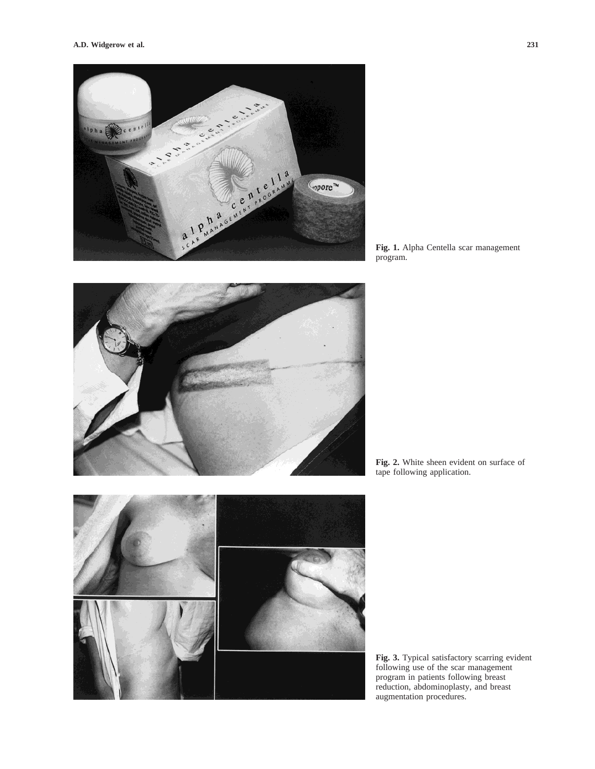**Fig. 1.** Alpha Centella scar management program.

**Fig. 2.** White sheen evident on surface of tape following application.

**Fig. 3.** Typical satisfactory scarring evident following use of the scar management program in patients following breast reduction, abdominoplasty, and breast augmentation procedures.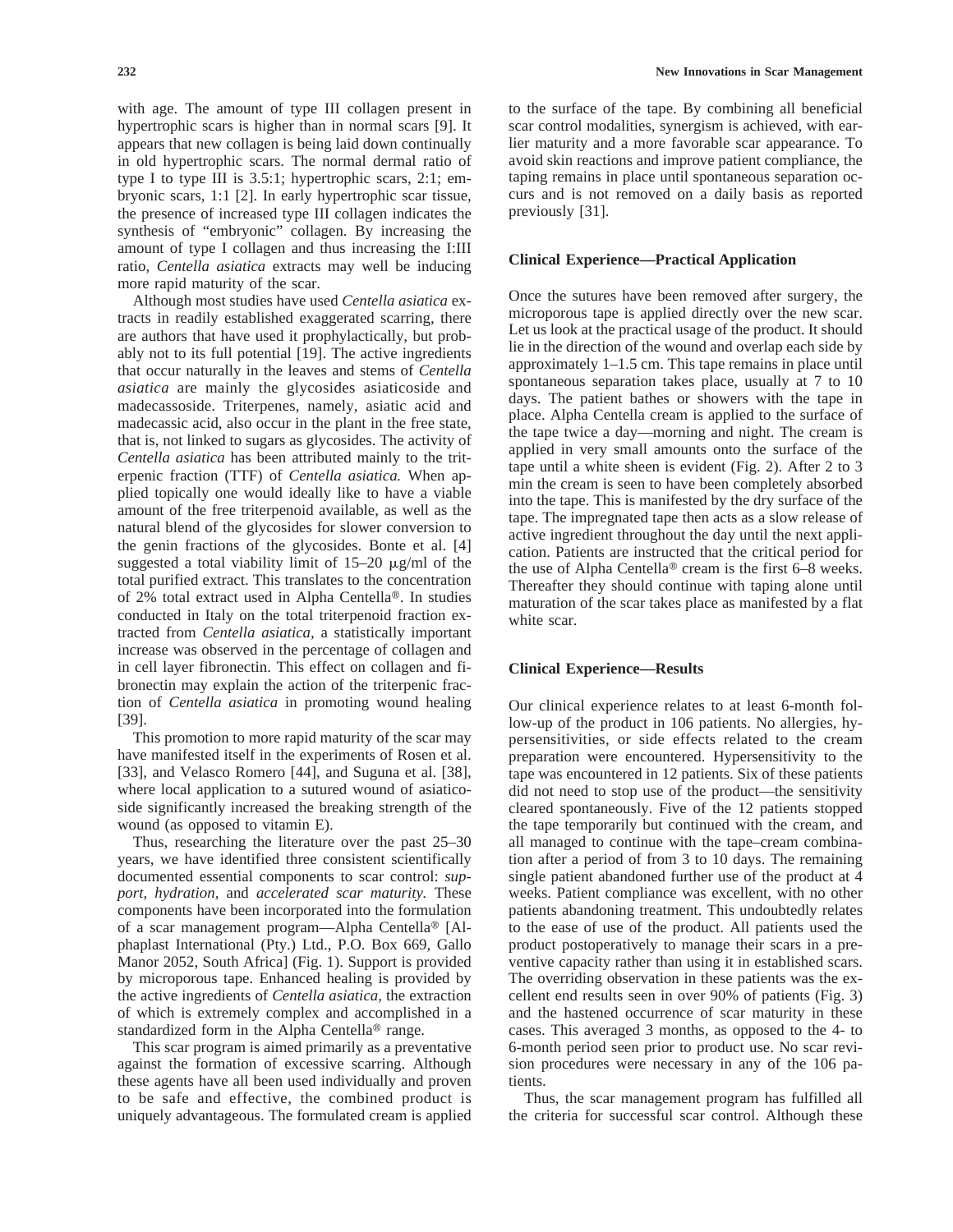with age. The amount of type III collagen present in hypertrophic scars is higher than in normal scars [9]. It appears that new collagen is being laid down continually in old hypertrophic scars. The normal dermal ratio of type I to type III is 3.5:1; hypertrophic scars, 2:1; embryonic scars, 1:1 [2]. In early hypertrophic scar tissue, the presence of increased type III collagen indicates the synthesis of "embryonic" collagen. By increasing the amount of type I collagen and thus increasing the I:III ratio, *Centella asiatica* extracts may well be inducing more rapid maturity of the scar.

Although most studies have used *Centella asiatica* extracts in readily established exaggerated scarring, there are authors that have used it prophylactically, but probably not to its full potential [19]. The active ingredients that occur naturally in the leaves and stems of *Centella asiatica* are mainly the glycosides asiaticoside and madecassoside. Triterpenes, namely, asiatic acid and madecassic acid, also occur in the plant in the free state, that is, not linked to sugars as glycosides. The activity of *Centella asiatica* has been attributed mainly to the triterpenic fraction (TTF) of *Centella asiatica.* When applied topically one would ideally like to have a viable amount of the free triterpenoid available, as well as the natural blend of the glycosides for slower conversion to the genin fractions of the glycosides. Bonte et al. [4] suggested a total viability limit of 15–20 μg/ml of the total purified extract. This translates to the concentration of 2% total extract used in Alpha Centella®. In studies conducted in Italy on the total triterpenoid fraction extracted from *Centella asiatica*, a statistically important increase was observed in the percentage of collagen and in cell layer fibronectin. This effect on collagen and fibronectin may explain the action of the triterpenic fraction of *Centella asiatica* in promoting wound healing [39].

This promotion to more rapid maturity of the scar may have manifested itself in the experiments of Rosen et al. [33], and Velasco Romero [44], and Suguna et al. [38], where local application to a sutured wound of asiaticoside significantly increased the breaking strength of the wound (as opposed to vitamin E).

Thus, researching the literature over the past 25–30 years, we have identified three consistent scientifically documented essential components to scar control: *support, hydration,* and *accelerated scar maturity.* These components have been incorporated into the formulation of a scar management program—Alpha Centella® [Alphaplast International (Pty.) Ltd., P.O. Box 669, Gallo Manor 2052, South Africa] (Fig. 1). Support is provided by microporous tape. Enhanced healing is provided by the active ingredients of *Centella asiatica*, the extraction of which is extremely complex and accomplished in a standardized form in the Alpha Centella® range.

This scar program is aimed primarily as a preventative against the formation of excessive scarring. Although these agents have all been used individually and proven to be safe and effective, the combined product is uniquely advantageous. The formulated cream is applied to the surface of the tape. By combining all beneficial scar control modalities, synergism is achieved, with earlier maturity and a more favorable scar appearance. To avoid skin reactions and improve patient compliance, the taping remains in place until spontaneous separation occurs and is not removed on a daily basis as reported previously [31].

### Clinical Experience—Practical Application

Once the sutures have been removed after surgery, the microporous tape is applied directly over the new scar. Let us look at the practical usage of the product. It should lie in the direction of the wound and overlap each side by approximately 1–1.5 cm. This tape remains in place until spontaneous separation takes place, usually at 7 to 10 days. The patient bathes or showers with the tape in place. Alpha Centella cream is applied to the surface of the tape twice a day—morning and night. The cream is applied in very small amounts onto the surface of the tape until a white sheen is evident (Fig. 2). After 2 to 3 min the cream is seen to have been completely absorbed into the tape. This is manifested by the dry surface of the tape. The impregnated tape then acts as a slow release of active ingredient throughout the day until the next application. Patients are instructed that the critical period for the use of Alpha Centella® cream is the first 6–8 weeks. Thereafter they should continue with taping alone until maturation of the scar takes place as manifested by a flat white scar.

### Clinical Experience—Results

Our clinical experience relates to at least 6-month follow-up of the product in 106 patients. No allergies, hypersensitivities, or side effects related to the cream preparation were encountered. Hypersensitivity to the tape was encountered in 12 patients. Six of these patients did not need to stop use of the product—the sensitivity cleared spontaneously. Five of the 12 patients stopped the tape temporarily but continued with the cream, and all managed to continue with the tape–cream combination after a period of from 3 to 10 days. The remaining single patient abandoned further use of the product at 4 weeks. Patient compliance was excellent, with no other patients abandoning treatment. This undoubtedly relates to the ease of use of the product. All patients used the product postoperatively to manage their scars in a preventive capacity rather than using it in established scars. The overriding observation in these patients was the excellent end results seen in over 90% of patients (Fig. 3) and the hastened occurrence of scar maturity in these cases. This averaged 3 months, as opposed to the 4- to 6-month period seen prior to product use. No scar revision procedures were necessary in any of the 106 patients.

Thus, the scar management program has fulfilled all the criteria for successful scar control. Although these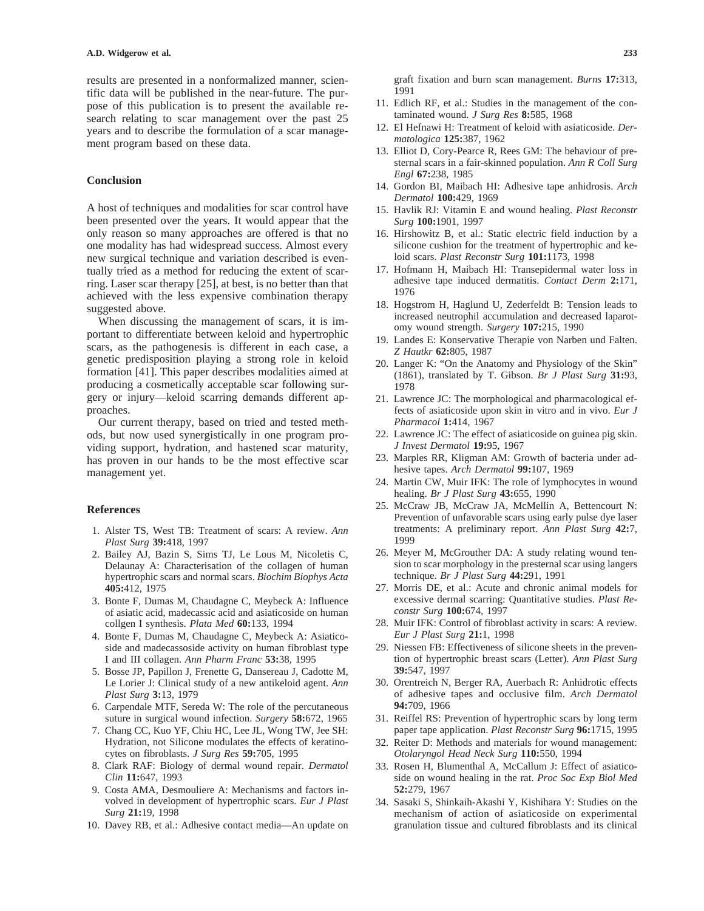results are presented in a nonformalized manner, scientific data will be published in the near-future. The purpose of this publication is to present the available research relating to scar management over the past 25 years and to describe the formulation of a scar management program based on these data.

## Conclusion

A host of techniques and modalities for scar control have been presented over the years. It would appear that the only reason so many approaches are offered is that no one modality has had widespread success. Almost every new surgical technique and variation described is eventually tried as a method for reducing the extent of scarring. Laser scar therapy [25], at best, is no better than that achieved with the less expensive combination therapy suggested above.

When discussing the management of scars, it is important to differentiate between keloid and hypertrophic scars, as the pathogenesis is different in each case, a genetic predisposition playing a strong role in keloid formation [41]. This paper describes modalities aimed at producing a cosmetically acceptable scar following surgery or injury—keloid scarring demands different approaches.

Our current therapy, based on tried and tested methods, but now used synergistically in one program providing support, hydration, and hastened scar maturity, has proven in our hands to be the most effective scar management yet.

## References

1. Alster TS, West TB: Treatment of scars: A review. *Ann Plast Surg* **39:**418, 1997
2. Bailey AJ, Bazin S, Sims TJ, Le Lous M, Nicoletis C, Delaunay A: Characterisation of the collagen of human hypertrophic scars and normal scars. *Biochim Biophys Acta* **405:**412, 1975
3. Bonte F, Dumas M, Chaudagne C, Meybeck A: Influence of asiatic acid, madecassic acid and asiaticoside on human collgen I synthesis. *Plata Med* **60:**133, 1994
4. Bonte F, Dumas M, Chaudagne C, Meybeck A: Asiaticoside and madecassoside activity on human fibroblast type I and III collagen. *Ann Pharm Franc* **53:**38, 1995
5. Bosse JP, Papillon J, Frenette G, Dansereau J, Cadotte M, Le Lorier J: Clinical study of a new antikeloid agent. *Ann Plast Surg* **3:**13, 1979
6. Carpendale MTF, Sereda W: The role of the percutaneous suture in surgical wound infection. *Surgery* **58:**672, 1965
7. Chang CC, Kuo YF, Chiu HC, Lee JL, Wong TW, Jee SH: Hydration, not Silicone modulates the effects of keratinocytes on fibroblasts. *J Surg Res* **59:**705, 1995
8. Clark RAF: Biology of dermal wound repair. *Dermatol Clin* **11:**647, 1993
9. Costa AMA, Desmouliere A: Mechanisms and factors involved in development of hypertrophic scars. *Eur J Plast Surg* **21:**19, 1998
10. Davey RB, et al.: Adhesive contact media—An update on graft fixation and burn scan management. *Burns* **17:**313, 1991
11. Edlich RF, et al.: Studies in the management of the contaminated wound. *J Surg Res* **8:**585, 1968
12. El Hefnawi H: Treatment of keloid with asiaticoside. *Dermatologica* **125:**387, 1962
13. Elliot D, Cory-Pearce R, Rees GM: The behaviour of presternal scars in a fair-skinned population. *Ann R Coll Surg Engl* **67:**238, 1985
14. Gordon BI, Maibach HI: Adhesive tape anhidrosis. *Arch Dermatol* **100:**429, 1969
15. Havlik RJ: Vitamin E and wound healing. *Plast Reconstr Surg* **100:**1901, 1997
16. Hirshowitz B, et al.: Static electric field induction by a silicone cushion for the treatment of hypertrophic and keloid scars. *Plast Reconstr Surg* **101:**1173, 1998
17. Hofmann H, Maibach HI: Transepidermal water loss in adhesive tape induced dermatitis. *Contact Derm* **2:**171, 1976
18. Hogstrom H, Haglund U, Zederfeldt B: Tension leads to increased neutrophil accumulation and decreased laparotomy wound strength. *Surgery* **107:**215, 1990
19. Landes E: Konservative Therapie von Narben und Falten. *Z Hautkr* **62:**805, 1987
20. Langer K: "On the Anatomy and Physiology of the Skin" (1861), translated by T. Gibson. *Br J Plast Surg* **31:**93, 1978
21. Lawrence JC: The morphological and pharmacological effects of asiaticoside upon skin in vitro and in vivo. *Eur J Pharmacol* **1:**414, 1967
22. Lawrence JC: The effect of asiaticoside on guinea pig skin. *J Invest Dermatol* **19:**95, 1967
23. Marples RR, Kligman AM: Growth of bacteria under adhesive tapes. *Arch Dermatol* **99:**107, 1969
24. Martin CW, Muir IFK: The role of lymphocytes in wound healing. *Br J Plast Surg* **43:**655, 1990
25. McCraw JB, McCraw JA, McMellin A, Bettencourt N: Prevention of unfavorable scars using early pulse dye laser treatments: A preliminary report. *Ann Plast Surg* **42:**7, 1999
26. Meyer M, McGrouther DA: A study relating wound tension to scar morphology in the presternal scar using langers technique. *Br J Plast Surg* **44:**291, 1991
27. Morris DE, et al.: Acute and chronic animal models for excessive dermal scarring: Quantitative studies. *Plast Reconstr Surg* **100:**674, 1997
28. Muir IFK: Control of fibroblast activity in scars: A review. *Eur J Plast Surg* **21:**1, 1998
29. Niessen FB: Effectiveness of silicone sheets in the prevention of hypertrophic breast scars (Letter). *Ann Plast Surg* **39:**547, 1997
30. Orentreich N, Berger RA, Auerbach R: Anhidrotic effects of adhesive tapes and occlusive film. *Arch Dermatol* **94:**709, 1966
31. Reiffel RS: Prevention of hypertrophic scars by long term paper tape application. *Plast Reconstr Surg* **96:**1715, 1995
32. Reiter D: Methods and materials for wound management: *Otolaryngol Head Neck Surg* **110:**550, 1994
33. Rosen H, Blumenthal A, McCallum J: Effect of asiaticoside on wound healing in the rat. *Proc Soc Exp Biol Med* **52:**279, 1967
34. Sasaki S, Shinkaih-Akashi Y, Kishihara Y: Studies on the mechanism of action of asiaticoside on experimental granulation tissue and cultured fibroblasts and its clinical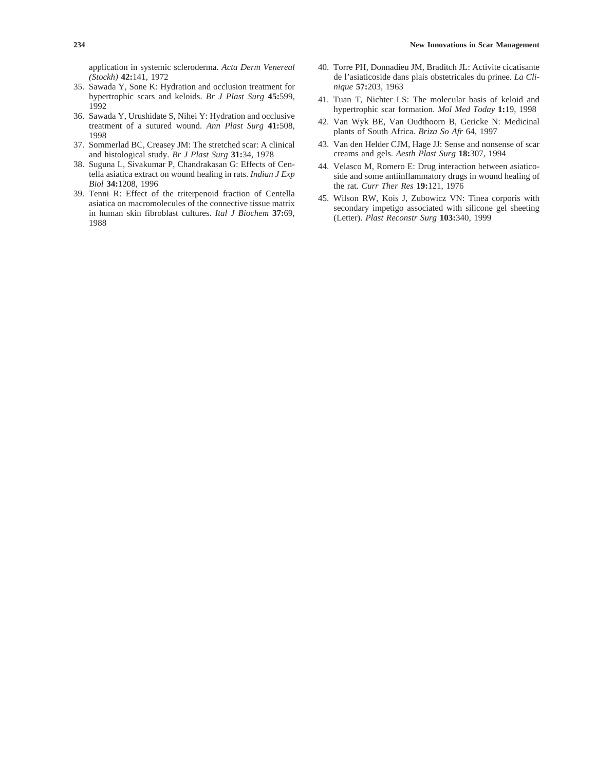application in systemic scleroderma. *Acta Derm Venereal (Stockh)* **42:**141, 1972

35. Sawada Y, Sone K: Hydration and occlusion treatment for hypertrophic scars and keloids. *Br J Plast Surg* **45:**599, 1992
36. Sawada Y, Urushidate S, Nihei Y: Hydration and occlusive treatment of a sutured wound. *Ann Plast Surg* **41:**508, 1998
37. Sommerlad BC, Creasey JM: The stretched scar: A clinical and histological study. *Br J Plast Surg* **31:**34, 1978
38. Suguna L, Sivakumar P, Chandrakasan G: Effects of Centella asiatica extract on wound healing in rats. *Indian J Exp Biol* **34:**1208, 1996
39. Tenni R: Effect of the triterpenoid fraction of Centella asiatica on macromolecules of the connective tissue matrix in human skin fibroblast cultures. *Ital J Biochem* **37:**69, 1988
40. Torre PH, Donnadieu JM, Braditch JL: Activite cicatisante de l'asiaticoside dans plais obstetricales du prinee. *La Clinique* **57:**203, 1963
41. Tuan T, Nichter LS: The molecular basis of keloid and hypertrophic scar formation. *Mol Med Today* **1:**19, 1998
42. Van Wyk BE, Van Oudthoorn B, Gericke N: Medicinal plants of South Africa. *Briza So Afr* 64, 1997
43. Van den Helder CJM, Hage JJ: Sense and nonsense of scar creams and gels. *Aesth Plast Surg* **18:**307, 1994
44. Velasco M, Romero E: Drug interaction between asiaticoside and some antiinflammatory drugs in wound healing of the rat. *Curr Ther Res* **19:**121, 1976
45. Wilson RW, Kois J, Zubowicz VN: Tinea corporis with secondary impetigo associated with silicone gel sheeting (Letter). *Plast Reconstr Surg* **103:**340, 1999